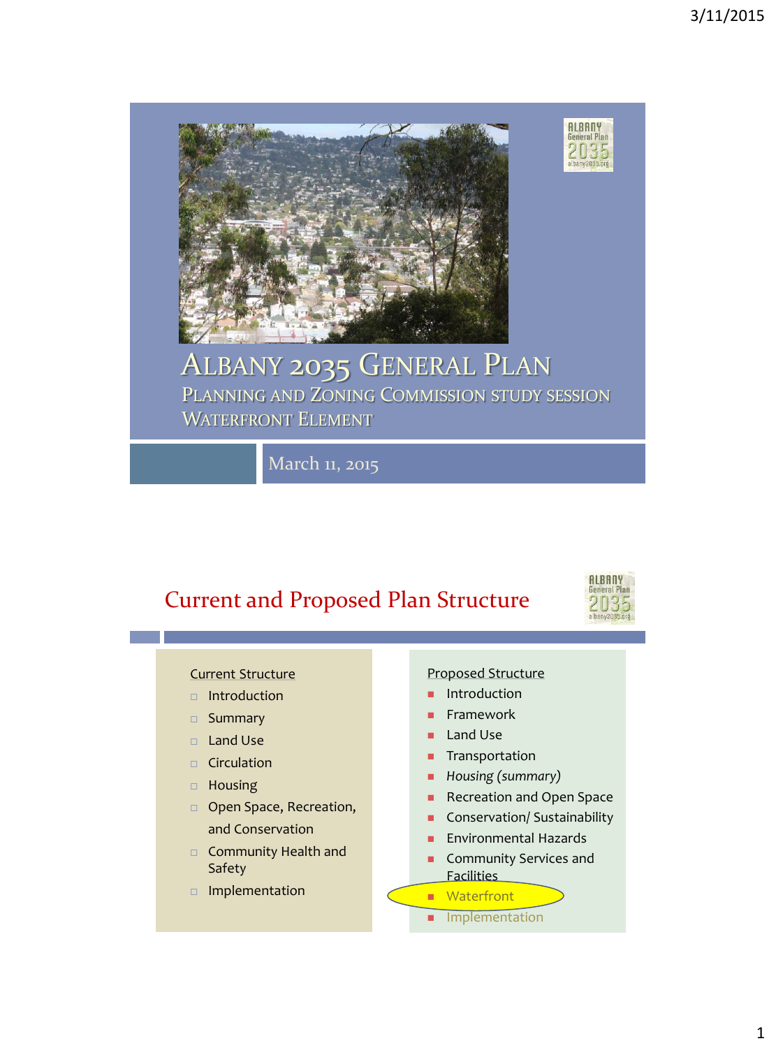# Albany 2035 General Plan

## Planning and Zoning Commission study session
## Waterfront Element

March 11, 2015

## Current and Proposed Plan Structure

**Current Structure**

- Introduction
- Summary
- Land Use
- Circulation
- Housing
- Open Space, Recreation, and Conservation
- Community Health and Safety
- Implementation

**Proposed Structure**

- Introduction
- Framework
- Land Use
- Transportation
- *Housing (summary)*
- Recreation and Open Space
- Conservation/ Sustainability
- Environmental Hazards
- Community Services and Facilities
- Waterfront
- Implementation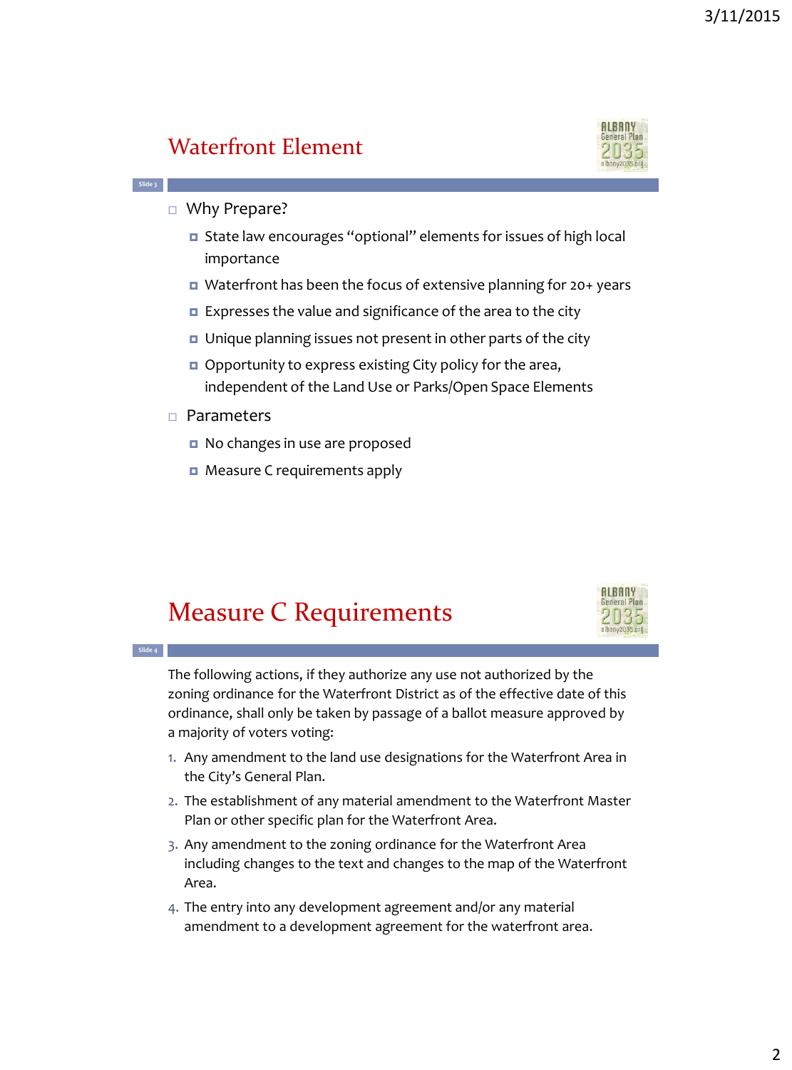## Waterfront Element

- Why Prepare?
  - State law encourages "optional" elements for issues of high local importance
  - Waterfront has been the focus of extensive planning for 20+ years
  - Expresses the value and significance of the area to the city
  - Unique planning issues not present in other parts of the city
  - Opportunity to express existing City policy for the area, independent of the Land Use or Parks/Open Space Elements
- Parameters
  - No changes in use are proposed
  - Measure C requirements apply

## Measure C Requirements

The following actions, if they authorize any use not authorized by the zoning ordinance for the Waterfront District as of the effective date of this ordinance, shall only be taken by passage of a ballot measure approved by a majority of voters voting:

1. Any amendment to the land use designations for the Waterfront Area in the City's General Plan.
2. The establishment of any material amendment to the Waterfront Master Plan or other specific plan for the Waterfront Area.
3. Any amendment to the zoning ordinance for the Waterfront Area including changes to the text and changes to the map of the Waterfront Area.
4. The entry into any development agreement and/or any material amendment to a development agreement for the waterfront area.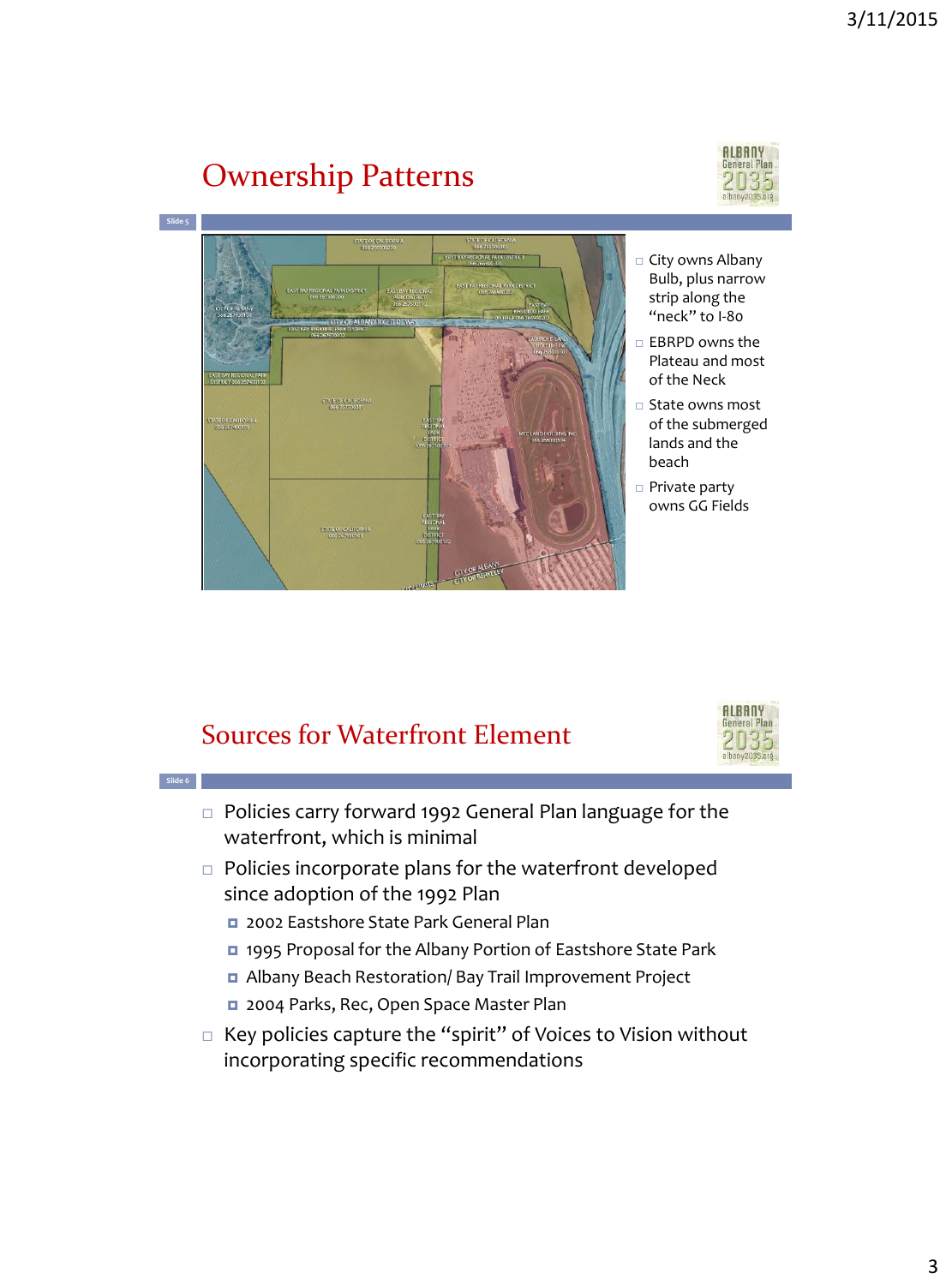# Ownership Patterns

- City owns Albany Bulb, plus narrow strip along the "neck" to I-80
- EBRPD owns the Plateau and most of the Neck
- State owns most of the submerged lands and the beach
- Private party owns GG Fields

# Sources for Waterfront Element

- Policies carry forward 1992 General Plan language for the waterfront, which is minimal
- Policies incorporate plans for the waterfront developed since adoption of the 1992 Plan
  - 2002 Eastshore State Park General Plan
  - 1995 Proposal for the Albany Portion of Eastshore State Park
  - Albany Beach Restoration/ Bay Trail Improvement Project
  - 2004 Parks, Rec, Open Space Master Plan
- Key policies capture the "spirit" of Voices to Vision without incorporating specific recommendations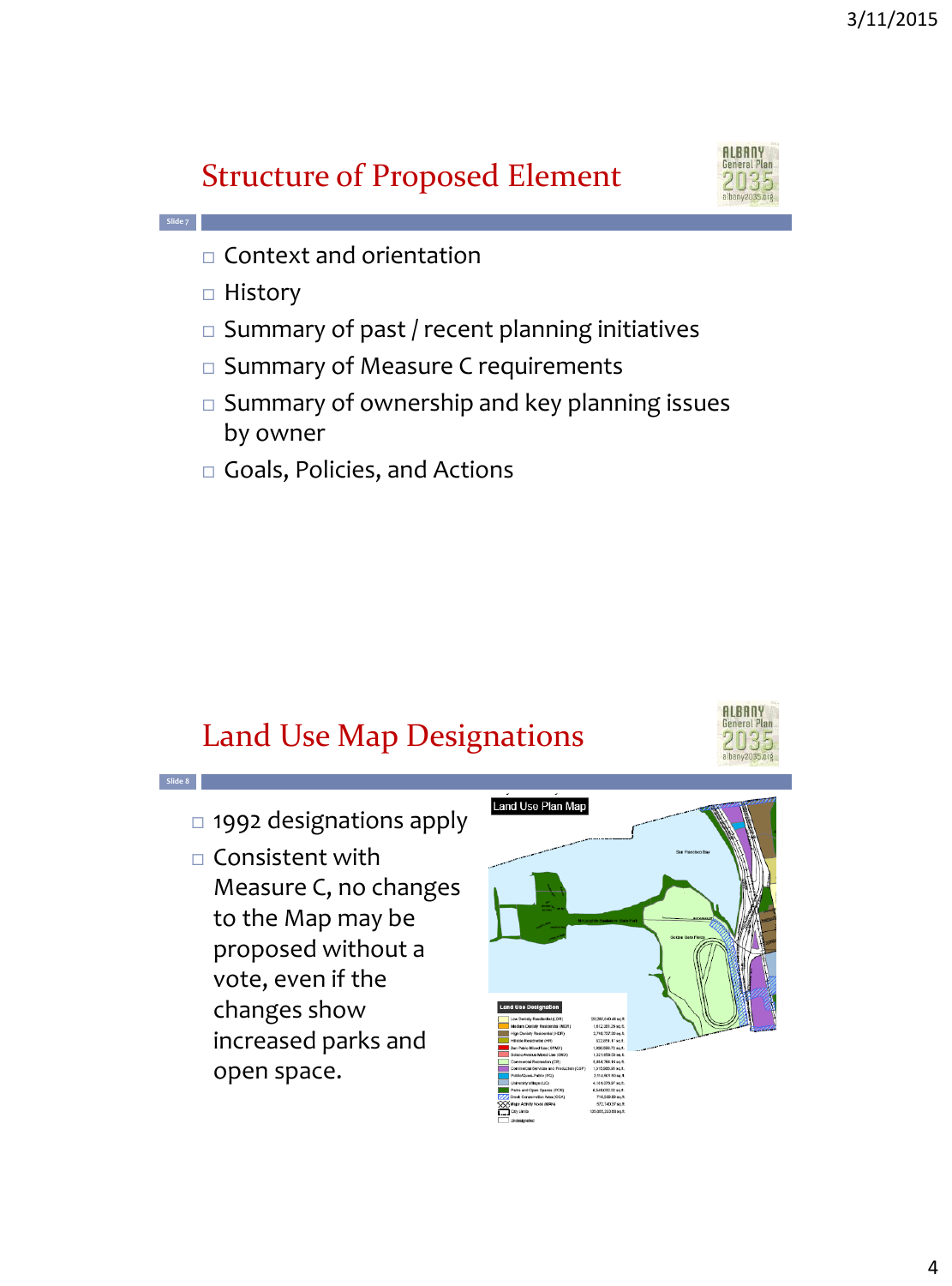## Structure of Proposed Element

- Context and orientation
- History
- Summary of past / recent planning initiatives
- Summary of Measure C requirements
- Summary of ownership and key planning issues by owner
- Goals, Policies, and Actions

## Land Use Map Designations

- 1992 designations apply
- Consistent with Measure C, no changes to the Map may be proposed without a vote, even if the changes show increased parks and open space.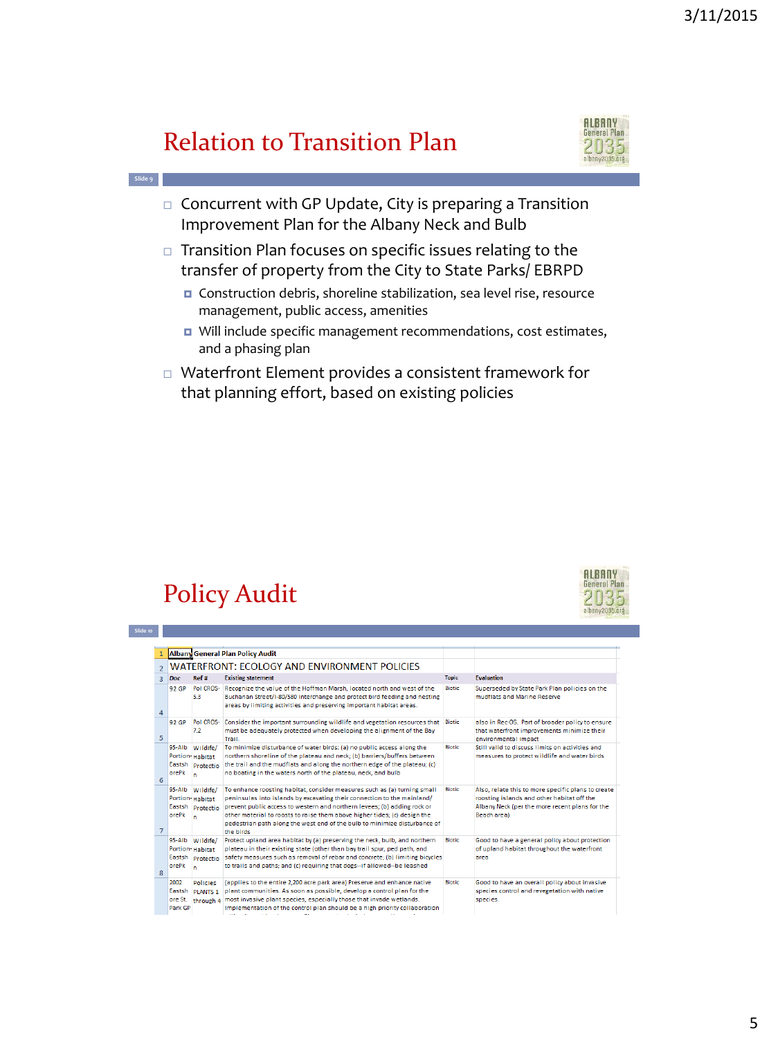# Relation to Transition Plan

- Concurrent with GP Update, City is preparing a Transition Improvement Plan for the Albany Neck and Bulb
- Transition Plan focuses on specific issues relating to the transfer of property from the City to State Parks/ EBRPD
  - Construction debris, shoreline stabilization, sea level rise, resource management, public access, amenities
  - Will include specific management recommendations, cost estimates, and a phasing plan
- Waterfront Element provides a consistent framework for that planning effort, based on existing policies

# Policy Audit

**Albany General Plan Policy Audit**

WATERFRONT: ECOLOGY AND ENVIRONMENT POLICIES

| Doc | Ref # | Existing statement | Topic | Evaluation |
|---|---|---|---|---|
| 92 GP | Pol CROS-5.3 | Recognize the value of the Hoffman Marsh, located north and west of the Buchanan Street/I-80/580 interchange and protect bird feeding and nesting areas by limiting activities and preserving important habitat areas. | Biotic | Superseded by State Park Plan policies on the mudflats and Marine Reserve |
| 92 GP | Pol CROS-7.2 | Consider the important surrounding wildlife and vegetation resources that must be adequately protected when developing the alignment of the Bay Trail. | Biotic | also in Rec-OS. Part of broader policy to ensure that waterfront improvements minimize their environmental impact |
| 95-Alb Portion-Eastshore Pk | Wildlife/ Habitat Protection | To minimize disturbance of water birds: (a) no public access along the northern shoreline of the plateau and neck; (b) barriers/buffers between the trail and the mudflats and along the northern edge of the plateau; (c) no boating in the waters north of the plateau, neck, and bulb | Biotic | Still valid to discuss limits on activities and measures to protect wildlife and water birds |
| 95-Alb Portion-Eastshore Pk | Wildlife/ Habitat Protection | To enhance roosting habitat, consider measures such as (a) turning small peninsulas into islands by excavating their connection to the mainland/ prevent public access to western and northern levees; (b) adding rock or other material to roosts to raise them above higher tides; (c) design the pedestrian path along the west end of the bulb to minimize disturbance of the birds | Biotic | Also, relate this to more specific plans to create roosting islands and other habitat off the Albany Neck (per the more recent plans for the Beach area) |
| 95-Alb Portion-Eastshore Pk | Wildlife/ Habitat Protection | Protect upland area habitat by (a) preserving the neck, bulb, and northern plateau in their existing state (other than bay trail spur, ped path, and safety measures such as removal of rebar and concrete; (b) limiting bicycles to trails and paths; and (c) requiring that dogs--if allowed--be leashed | Biotic | Good to have a general policy about protection of upland habitat throughout the waterfront area |
| 2002 Eastshore St. Park GP | Policies PLANTS 1 through 4 | (applies to the entire 2,200 acre park area) Preserve and enhance native plant communities. As soon as possible, develop a control plan for the most invasive plant species, especially those that invade wetlands. Implementation of the control plan should be a high priority collaboration | Biotic | Good to have an overall policy about invasive species control and revegetation with native species. |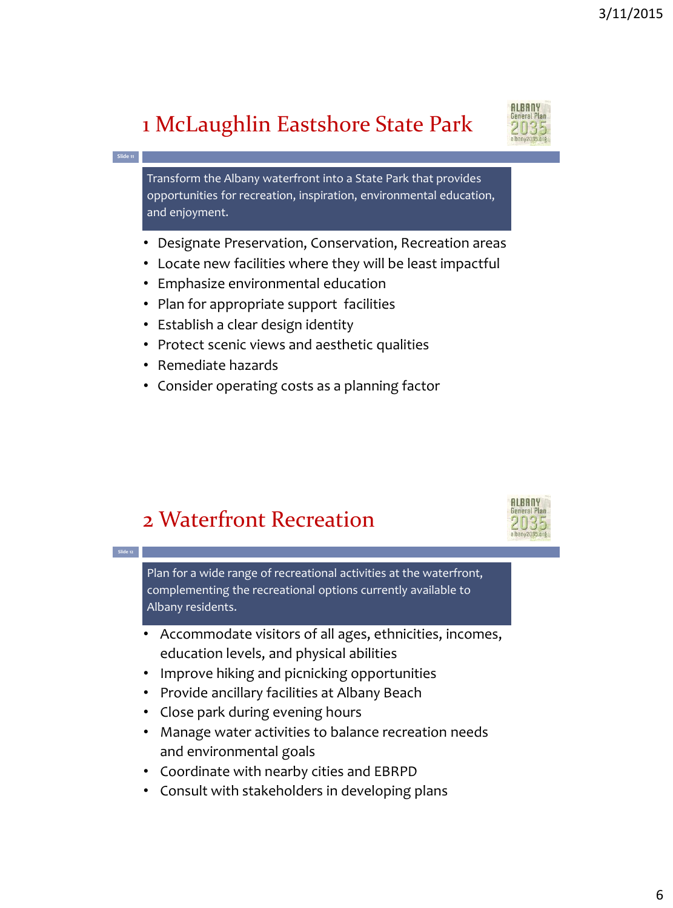## 1 McLaughlin Eastshore State Park

Transform the Albany waterfront into a State Park that provides opportunities for recreation, inspiration, environmental education, and enjoyment.

- Designate Preservation, Conservation, Recreation areas
- Locate new facilities where they will be least impactful
- Emphasize environmental education
- Plan for appropriate support facilities
- Establish a clear design identity
- Protect scenic views and aesthetic qualities
- Remediate hazards
- Consider operating costs as a planning factor

## 2 Waterfront Recreation

Plan for a wide range of recreational activities at the waterfront, complementing the recreational options currently available to Albany residents.

- Accommodate visitors of all ages, ethnicities, incomes, education levels, and physical abilities
- Improve hiking and picnicking opportunities
- Provide ancillary facilities at Albany Beach
- Close park during evening hours
- Manage water activities to balance recreation needs and environmental goals
- Coordinate with nearby cities and EBRPD
- Consult with stakeholders in developing plans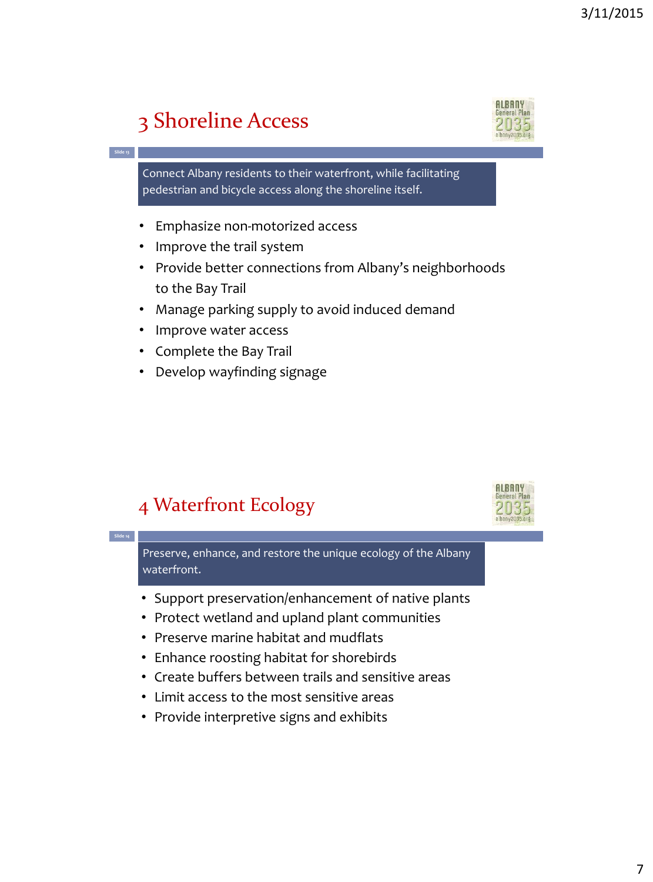## 3 Shoreline Access

Connect Albany residents to their waterfront, while facilitating pedestrian and bicycle access along the shoreline itself.

- Emphasize non-motorized access
- Improve the trail system
- Provide better connections from Albany's neighborhoods to the Bay Trail
- Manage parking supply to avoid induced demand
- Improve water access
- Complete the Bay Trail
- Develop wayfinding signage

## 4 Waterfront Ecology

Preserve, enhance, and restore the unique ecology of the Albany waterfront.

- Support preservation/enhancement of native plants
- Protect wetland and upland plant communities
- Preserve marine habitat and mudflats
- Enhance roosting habitat for shorebirds
- Create buffers between trails and sensitive areas
- Limit access to the most sensitive areas
- Provide interpretive signs and exhibits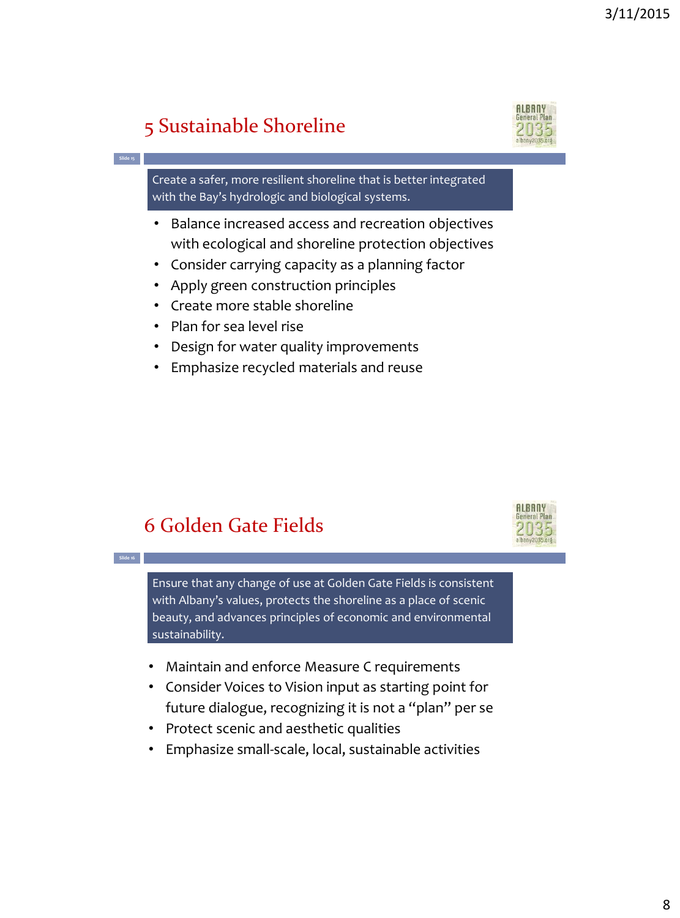## 5 Sustainable Shoreline

Create a safer, more resilient shoreline that is better integrated with the Bay's hydrologic and biological systems.

- Balance increased access and recreation objectives with ecological and shoreline protection objectives
- Consider carrying capacity as a planning factor
- Apply green construction principles
- Create more stable shoreline
- Plan for sea level rise
- Design for water quality improvements
- Emphasize recycled materials and reuse

## 6 Golden Gate Fields

Ensure that any change of use at Golden Gate Fields is consistent with Albany's values, protects the shoreline as a place of scenic beauty, and advances principles of economic and environmental sustainability.

- Maintain and enforce Measure C requirements
- Consider Voices to Vision input as starting point for future dialogue, recognizing it is not a "plan" per se
- Protect scenic and aesthetic qualities
- Emphasize small-scale, local, sustainable activities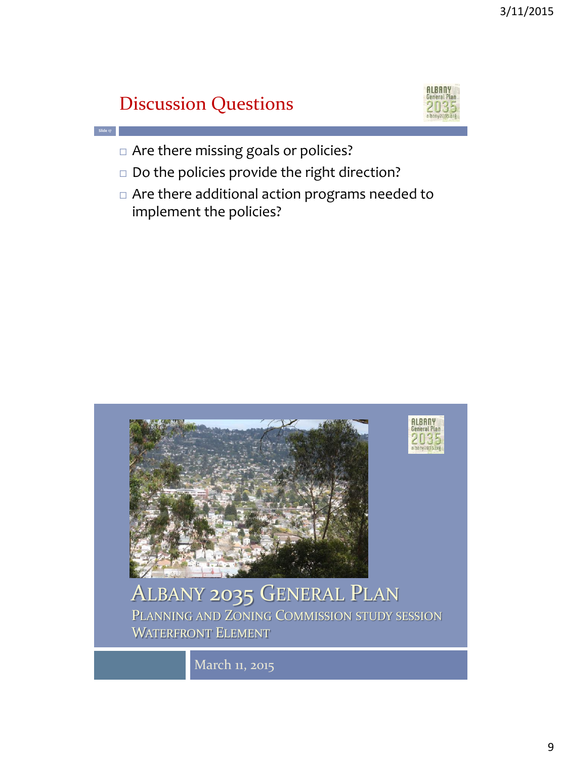## Discussion Questions

Slide 17

- Are there missing goals or policies?
- Do the policies provide the right direction?
- Are there additional action programs needed to implement the policies?

# ALBANY 2035 GENERAL PLAN

PLANNING AND ZONING COMMISSION STUDY SESSION

WATERFRONT ELEMENT

March 11, 2015